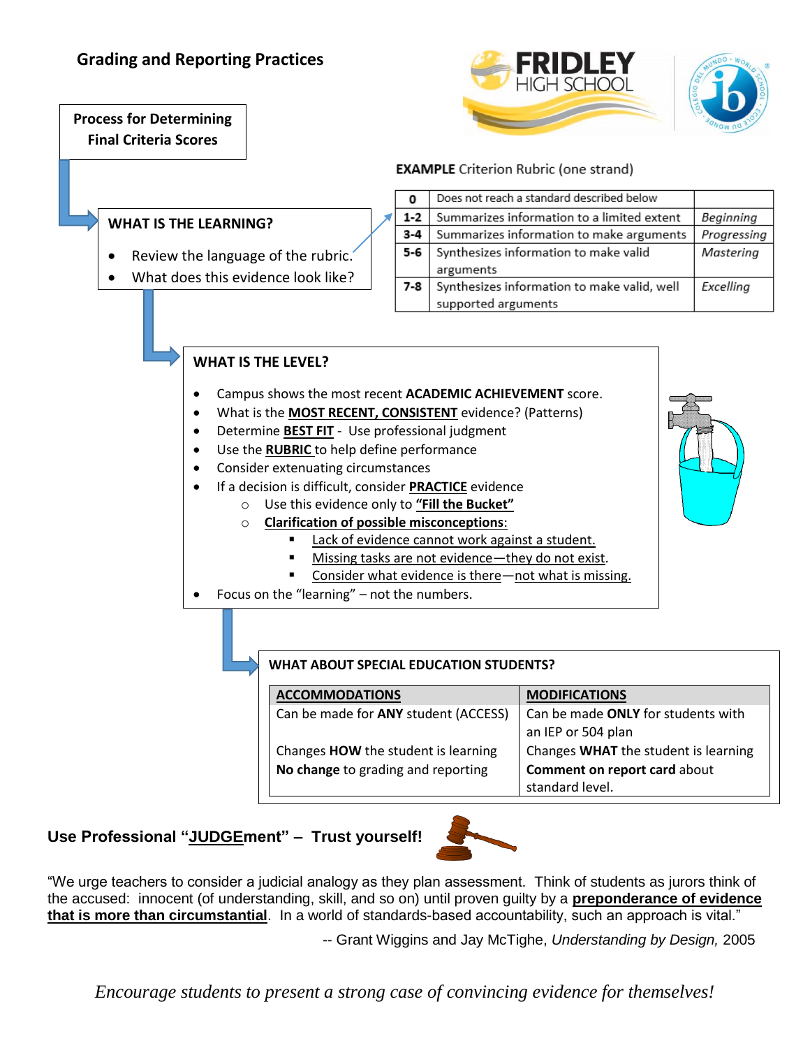# Grading and Reporting Practices

## Process for Determining Final Criteria Scores

**EXAMPLE** Criterion Rubric (one strand)

| | | |
|---|---|---|
| **0** | Does not reach a standard described below | |
| **1-2** | Summarizes information to a limited extent | *Beginning* |
| **3-4** | Summarizes information to make arguments | *Progressing* |
| **5-6** | Synthesizes information to make valid arguments | *Mastering* |
| **7-8** | Synthesizes information to make valid, well supported arguments | *Excelling* |

### WHAT IS THE LEARNING?

- Review the language of the rubric.
- What does this evidence look like?

### WHAT IS THE LEVEL?

- Campus shows the most recent **ACADEMIC ACHIEVEMENT** score.
- What is the <u>**MOST RECENT, CONSISTENT**</u> evidence? (Patterns)
- Determine <u>**BEST FIT**</u> - Use professional judgment
- Use the <u>**RUBRIC**</u> to help define performance
- Consider extenuating circumstances
- If a decision is difficult, consider <u>**PRACTICE**</u> evidence
  - Use this evidence only to <u>**"Fill the Bucket"**</u>
  - <u>**Clarification of possible misconceptions**</u>:
    - <u>Lack of evidence cannot work against a student.</u>
    - <u>Missing tasks are not evidence—they do not exist</u>.
    - <u>Consider what evidence is there</u>—<u>not what is missing.</u>
- Focus on the "learning" – not the numbers.

### WHAT ABOUT SPECIAL EDUCATION STUDENTS?

| <u>ACCOMMODATIONS</u> | <u>MODIFICATIONS</u> |
|---|---|
| Can be made for **ANY** student (ACCESS) | Can be made **ONLY** for students with an IEP or 504 plan |
| Changes **HOW** the student is learning<br>**No change** to grading and reporting | Changes **WHAT** the student is learning<br>**Comment on report card** about standard level. |

## Use Professional "<u>JUDGE</u>ment" – Trust yourself!

"We urge teachers to consider a judicial analogy as they plan assessment. Think of students as jurors think of the accused: innocent (of understanding, skill, and so on) until proven guilty by a <u>**preponderance of evidence that is more than circumstantial**</u>. In a world of standards-based accountability, such an approach is vital."

-- Grant Wiggins and Jay McTighe, *Understanding by Design,* 2005

*Encourage students to present a strong case of convincing evidence for themselves!*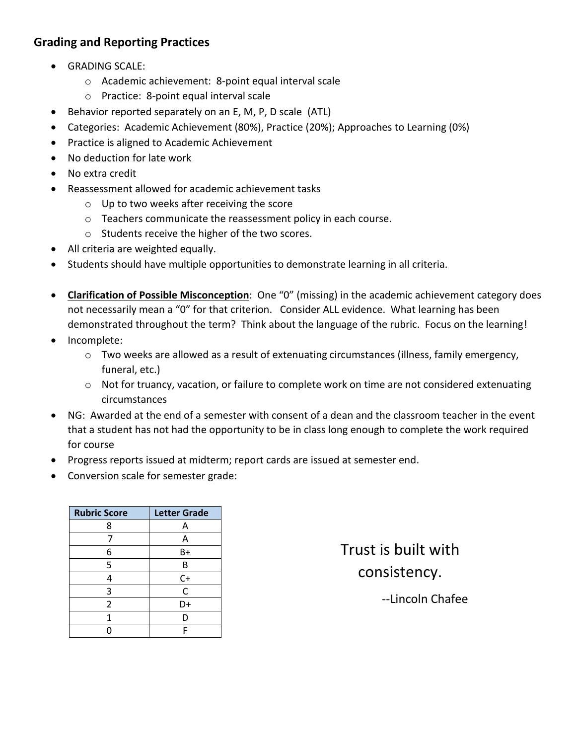## Grading and Reporting Practices

- GRADING SCALE:
  - Academic achievement: 8-point equal interval scale
  - Practice: 8-point equal interval scale
- Behavior reported separately on an E, M, P, D scale (ATL)
- Categories: Academic Achievement (80%), Practice (20%); Approaches to Learning (0%)
- Practice is aligned to Academic Achievement
- No deduction for late work
- No extra credit
- Reassessment allowed for academic achievement tasks
  - Up to two weeks after receiving the score
  - Teachers communicate the reassessment policy in each course.
  - Students receive the higher of the two scores.
- All criteria are weighted equally.
- Students should have multiple opportunities to demonstrate learning in all criteria.

- **Clarification of Possible Misconception**: One "0" (missing) in the academic achievement category does not necessarily mean a "0" for that criterion. Consider ALL evidence. What learning has been demonstrated throughout the term? Think about the language of the rubric. Focus on the learning!
- Incomplete:
  - Two weeks are allowed as a result of extenuating circumstances (illness, family emergency, funeral, etc.)
  - Not for truancy, vacation, or failure to complete work on time are not considered extenuating circumstances
- NG: Awarded at the end of a semester with consent of a dean and the classroom teacher in the event that a student has not had the opportunity to be in class long enough to complete the work required for course
- Progress reports issued at midterm; report cards are issued at semester end.
- Conversion scale for semester grade:

| Rubric Score | Letter Grade |
|---|---|
| 8 | A |
| 7 | A |
| 6 | B+ |
| 5 | B |
| 4 | C+ |
| 3 | C |
| 2 | D+ |
| 1 | D |
| 0 | F |

Trust is built with consistency.

--Lincoln Chafee